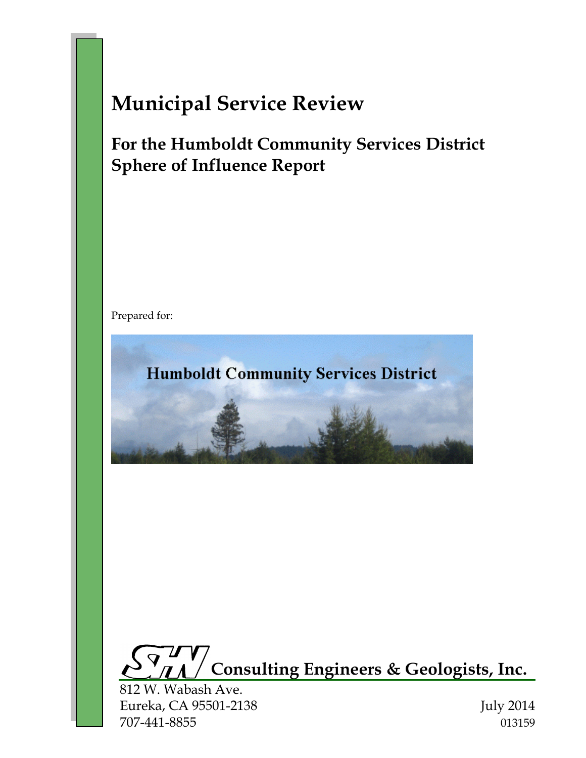# Municipal Service Review

## For the Humboldt Community Services District Sphere of Influence Report

Prepared for:

Humboldt Community Services District

**Consulting Engineers & Geologists, Inc.**

812 W. Wabash Ave.
Eureka, CA 95501-2138
707-441-8855

July 2014
013159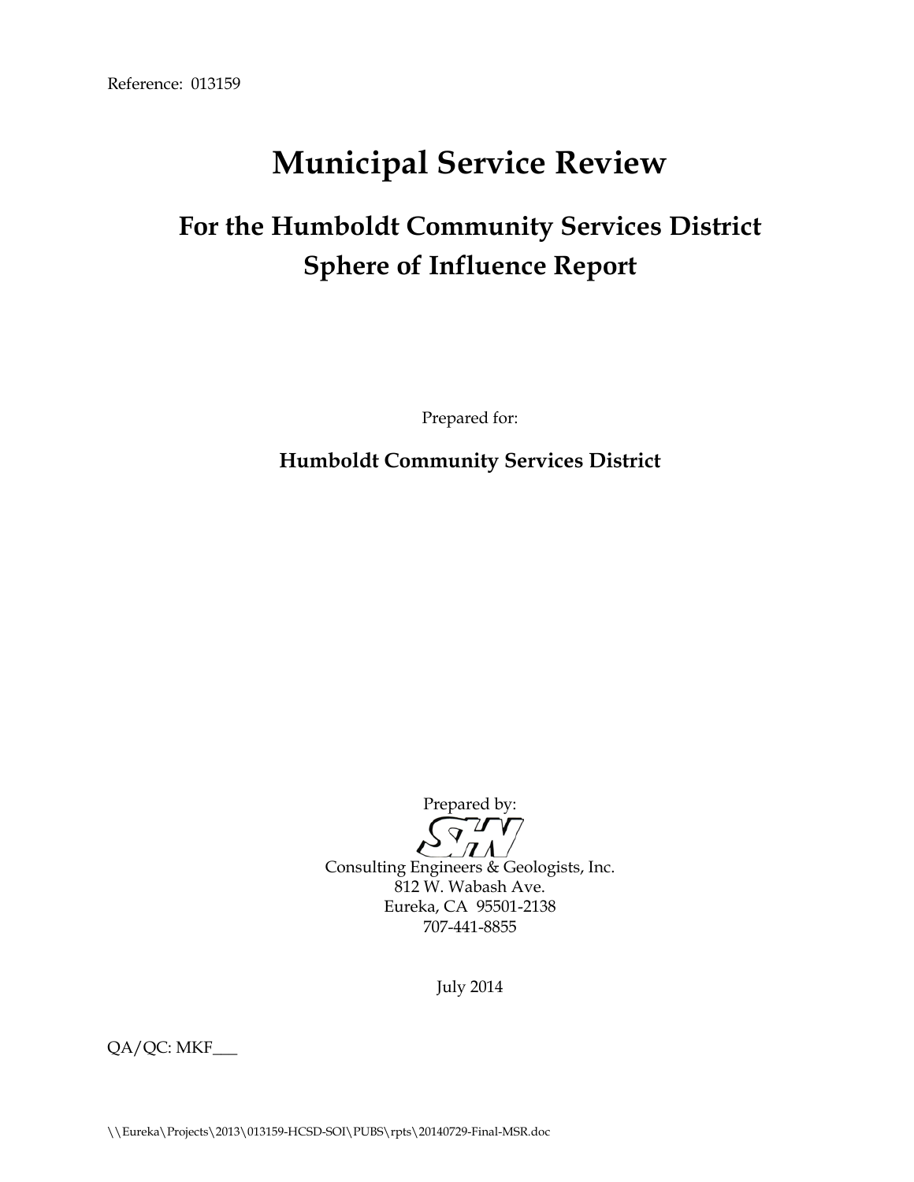Reference: 013159

# Municipal Service Review

## For the Humboldt Community Services District Sphere of Influence Report

Prepared for:

**Humboldt Community Services District**

Prepared by:

SHN

Consulting Engineers & Geologists, Inc.
812 W. Wabash Ave.
Eureka, CA 95501-2138
707-441-8855

July 2014

QA/QC: MKF___

\\Eureka\Projects\2013\013159-HCSD-SOI\PUBS\rpts\20140729-Final-MSR.doc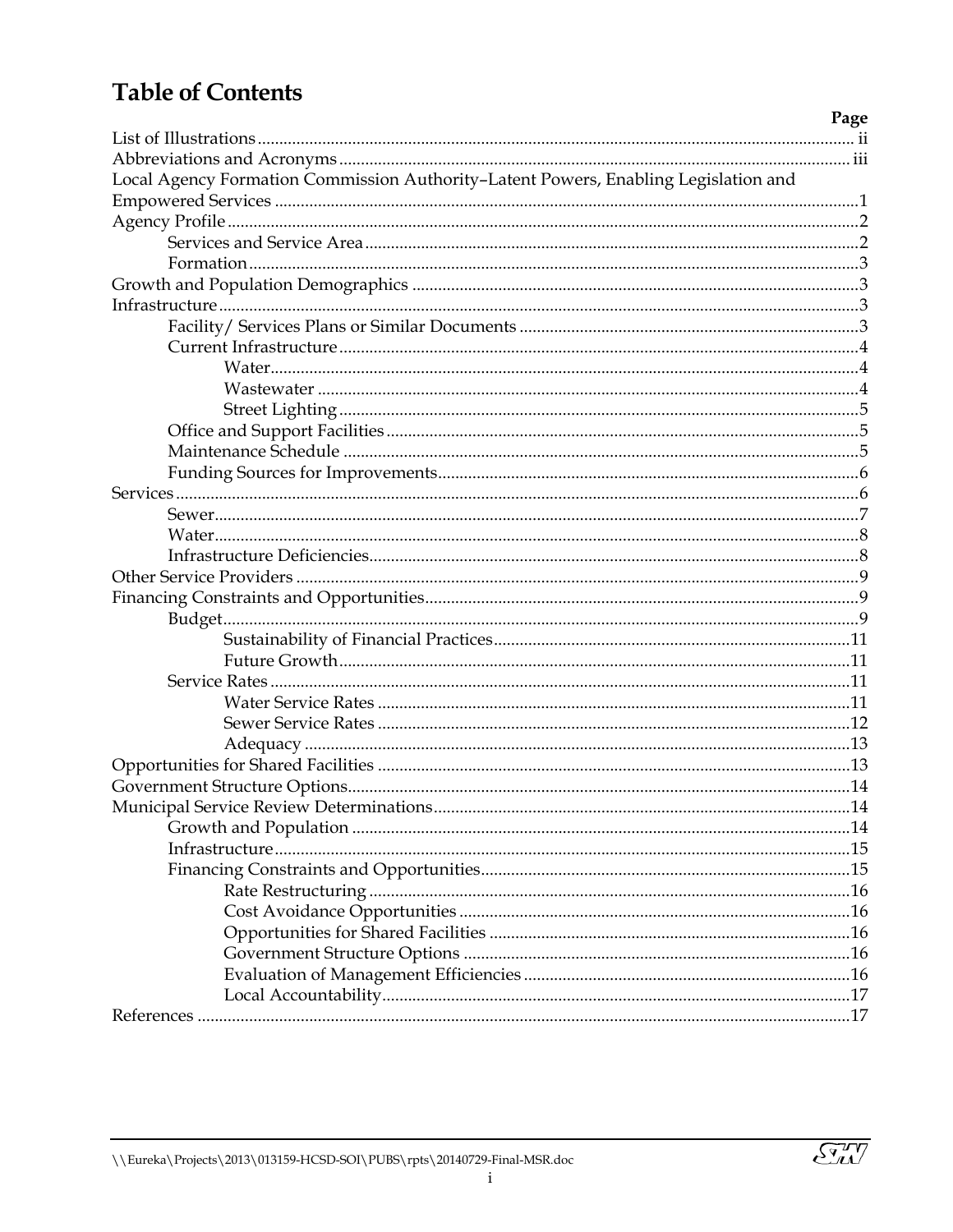# Table of Contents

| | Page |
|---|---|
| List of Illustrations | ii |
| Abbreviations and Acronyms | iii |
| Local Agency Formation Commission Authority–Latent Powers, Enabling Legislation and Empowered Services | 1 |
| Agency Profile | 2 |
| Services and Service Area | 2 |
| Formation | 3 |
| Growth and Population Demographics | 3 |
| Infrastructure | 3 |
| Facility/ Services Plans or Similar Documents | 3 |
| Current Infrastructure | 4 |
| Water | 4 |
| Wastewater | 4 |
| Street Lighting | 5 |
| Office and Support Facilities | 5 |
| Maintenance Schedule | 5 |
| Funding Sources for Improvements | 6 |
| Services | 6 |
| Sewer | 7 |
| Water | 8 |
| Infrastructure Deficiencies | 8 |
| Other Service Providers | 9 |
| Financing Constraints and Opportunities | 9 |
| Budget | 9 |
| Sustainability of Financial Practices | 11 |
| Future Growth | 11 |
| Service Rates | 11 |
| Water Service Rates | 11 |
| Sewer Service Rates | 12 |
| Adequacy | 13 |
| Opportunities for Shared Facilities | 13 |
| Government Structure Options | 14 |
| Municipal Service Review Determinations | 14 |
| Growth and Population | 14 |
| Infrastructure | 15 |
| Financing Constraints and Opportunities | 15 |
| Rate Restructuring | 16 |
| Cost Avoidance Opportunities | 16 |
| Opportunities for Shared Facilities | 16 |
| Government Structure Options | 16 |
| Evaluation of Management Efficiencies | 16 |
| Local Accountability | 17 |
| References | 17 |

\\Eureka\Projects\2013\013159-HCSD-SOI\PUBS\rpts\20140729-Final-MSR.doc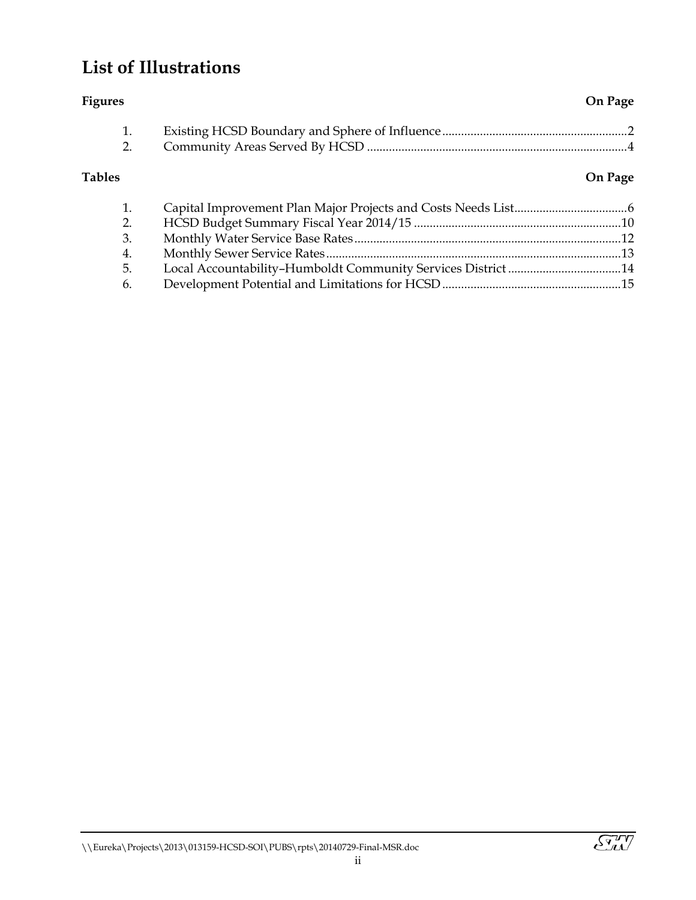# List of Illustrations

| Figures | | On Page |
|---|---|---|
| 1. | Existing HCSD Boundary and Sphere of Influence | 2 |
| 2. | Community Areas Served By HCSD | 4 |

| Tables | | On Page |
|---|---|---|
| 1. | Capital Improvement Plan Major Projects and Costs Needs List | 6 |
| 2. | HCSD Budget Summary Fiscal Year 2014/15 | 10 |
| 3. | Monthly Water Service Base Rates | 12 |
| 4. | Monthly Sewer Service Rates | 13 |
| 5. | Local Accountability–Humboldt Community Services District | 14 |
| 6. | Development Potential and Limitations for HCSD | 15 |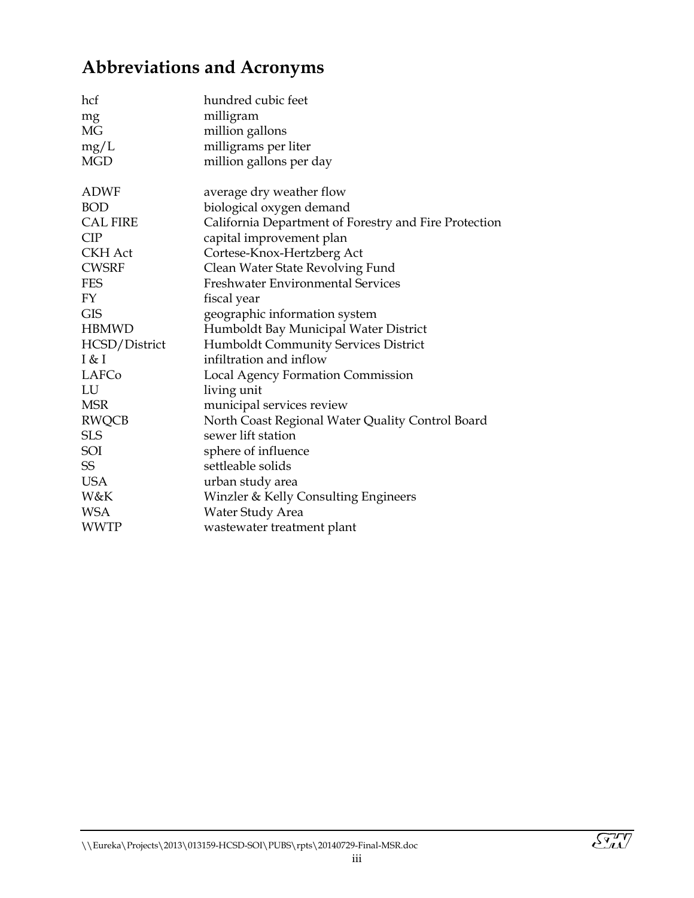# Abbreviations and Acronyms

| | |
|---|---|
| hcf | hundred cubic feet |
| mg | milligram |
| MG | million gallons |
| mg/L | milligrams per liter |
| MGD | million gallons per day |
| | |
| ADWF | average dry weather flow |
| BOD | biological oxygen demand |
| CAL FIRE | California Department of Forestry and Fire Protection |
| CIP | capital improvement plan |
| CKH Act | Cortese-Knox-Hertzberg Act |
| CWSRF | Clean Water State Revolving Fund |
| FES | Freshwater Environmental Services |
| FY | fiscal year |
| GIS | geographic information system |
| HBMWD | Humboldt Bay Municipal Water District |
| HCSD/District | Humboldt Community Services District |
| I & I | infiltration and inflow |
| LAFCo | Local Agency Formation Commission |
| LU | living unit |
| MSR | municipal services review |
| RWQCB | North Coast Regional Water Quality Control Board |
| SLS | sewer lift station |
| SOI | sphere of influence |
| SS | settleable solids |
| USA | urban study area |
| W&K | Winzler & Kelly Consulting Engineers |
| WSA | Water Study Area |
| WWTP | wastewater treatment plant |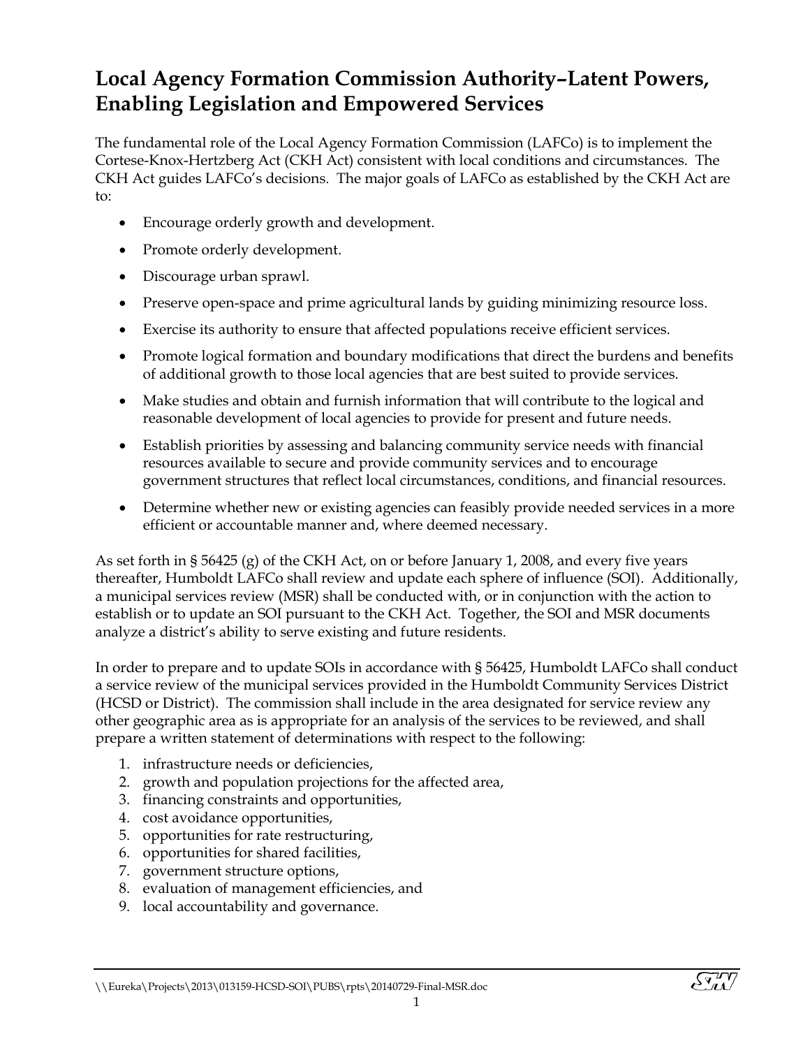# Local Agency Formation Commission Authority–Latent Powers, Enabling Legislation and Empowered Services

The fundamental role of the Local Agency Formation Commission (LAFCo) is to implement the Cortese-Knox-Hertzberg Act (CKH Act) consistent with local conditions and circumstances. The CKH Act guides LAFCo's decisions. The major goals of LAFCo as established by the CKH Act are to:

- Encourage orderly growth and development.
- Promote orderly development.
- Discourage urban sprawl.
- Preserve open-space and prime agricultural lands by guiding minimizing resource loss.
- Exercise its authority to ensure that affected populations receive efficient services.
- Promote logical formation and boundary modifications that direct the burdens and benefits of additional growth to those local agencies that are best suited to provide services.
- Make studies and obtain and furnish information that will contribute to the logical and reasonable development of local agencies to provide for present and future needs.
- Establish priorities by assessing and balancing community service needs with financial resources available to secure and provide community services and to encourage government structures that reflect local circumstances, conditions, and financial resources.
- Determine whether new or existing agencies can feasibly provide needed services in a more efficient or accountable manner and, where deemed necessary.

As set forth in § 56425 (g) of the CKH Act, on or before January 1, 2008, and every five years thereafter, Humboldt LAFCo shall review and update each sphere of influence (SOI). Additionally, a municipal services review (MSR) shall be conducted with, or in conjunction with the action to establish or to update an SOI pursuant to the CKH Act. Together, the SOI and MSR documents analyze a district's ability to serve existing and future residents.

In order to prepare and to update SOIs in accordance with § 56425, Humboldt LAFCo shall conduct a service review of the municipal services provided in the Humboldt Community Services District (HCSD or District). The commission shall include in the area designated for service review any other geographic area as is appropriate for an analysis of the services to be reviewed, and shall prepare a written statement of determinations with respect to the following:

1. infrastructure needs or deficiencies,
2. growth and population projections for the affected area,
3. financing constraints and opportunities,
4. cost avoidance opportunities,
5. opportunities for rate restructuring,
6. opportunities for shared facilities,
7. government structure options,
8. evaluation of management efficiencies, and
9. local accountability and governance.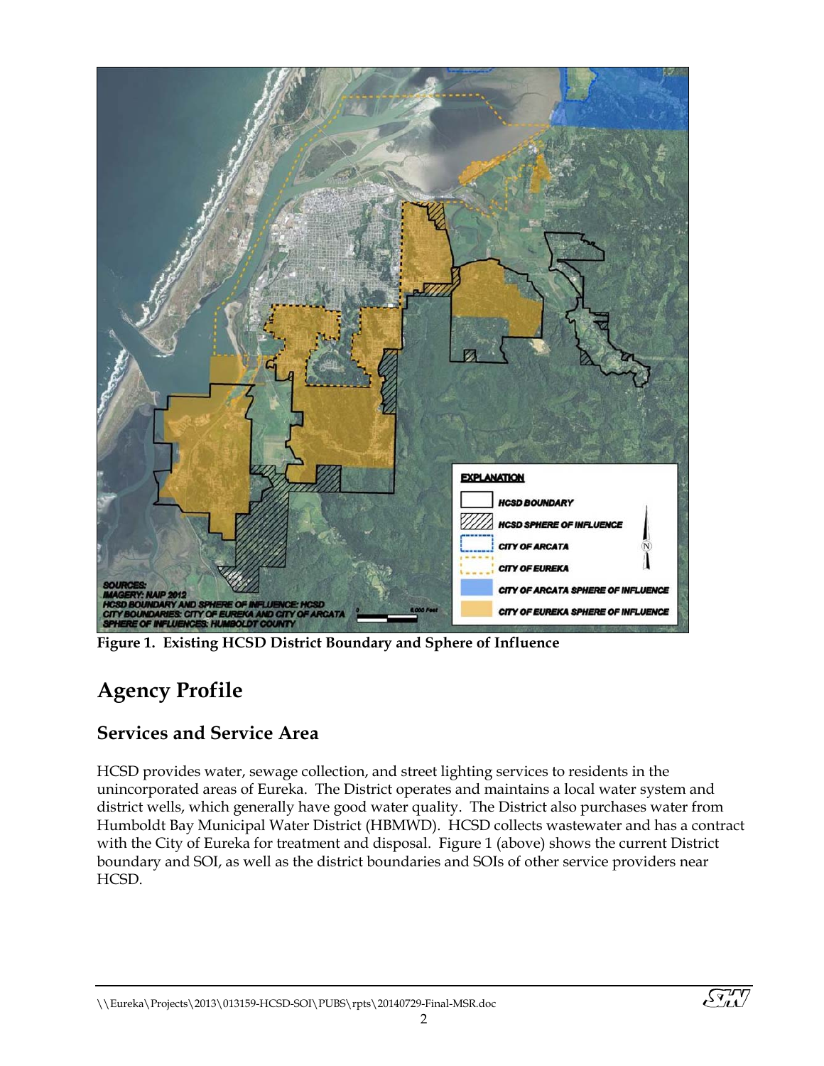**Figure 1. Existing HCSD District Boundary and Sphere of Influence**

# Agency Profile

## Services and Service Area

HCSD provides water, sewage collection, and street lighting services to residents in the unincorporated areas of Eureka. The District operates and maintains a local water system and district wells, which generally have good water quality. The District also purchases water from Humboldt Bay Municipal Water District (HBMWD). HCSD collects wastewater and has a contract with the City of Eureka for treatment and disposal. Figure 1 (above) shows the current District boundary and SOI, as well as the district boundaries and SOIs of other service providers near HCSD.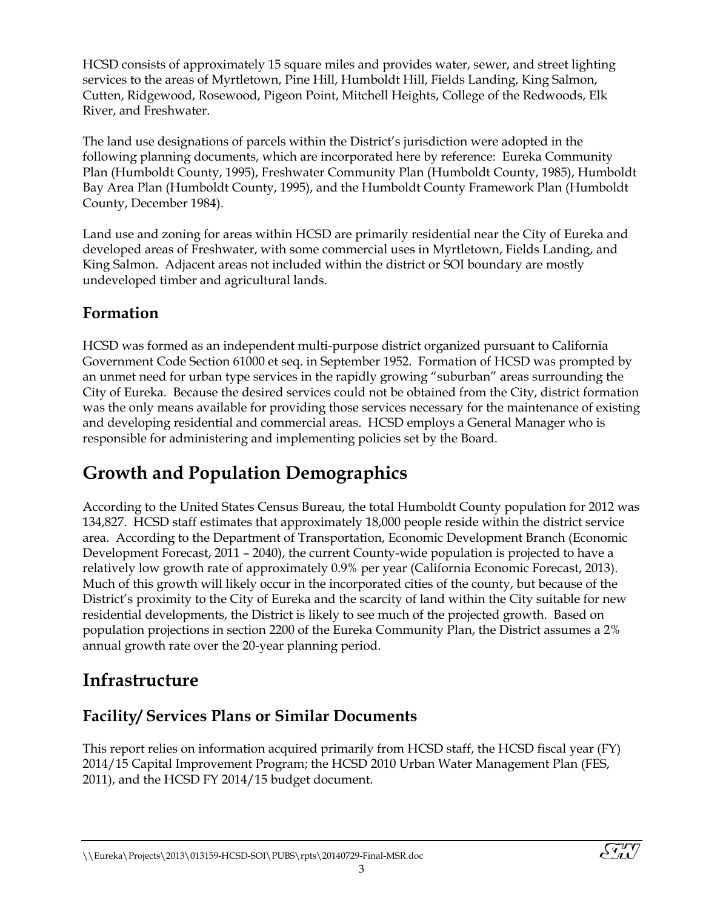HCSD consists of approximately 15 square miles and provides water, sewer, and street lighting services to the areas of Myrtletown, Pine Hill, Humboldt Hill, Fields Landing, King Salmon, Cutten, Ridgewood, Rosewood, Pigeon Point, Mitchell Heights, College of the Redwoods, Elk River, and Freshwater.

The land use designations of parcels within the District's jurisdiction were adopted in the following planning documents, which are incorporated here by reference: Eureka Community Plan (Humboldt County, 1995), Freshwater Community Plan (Humboldt County, 1985), Humboldt Bay Area Plan (Humboldt County, 1995), and the Humboldt County Framework Plan (Humboldt County, December 1984).

Land use and zoning for areas within HCSD are primarily residential near the City of Eureka and developed areas of Freshwater, with some commercial uses in Myrtletown, Fields Landing, and King Salmon. Adjacent areas not included within the district or SOI boundary are mostly undeveloped timber and agricultural lands.

## Formation

HCSD was formed as an independent multi-purpose district organized pursuant to California Government Code Section 61000 et seq. in September 1952. Formation of HCSD was prompted by an unmet need for urban type services in the rapidly growing "suburban" areas surrounding the City of Eureka. Because the desired services could not be obtained from the City, district formation was the only means available for providing those services necessary for the maintenance of existing and developing residential and commercial areas. HCSD employs a General Manager who is responsible for administering and implementing policies set by the Board.

# Growth and Population Demographics

According to the United States Census Bureau, the total Humboldt County population for 2012 was 134,827. HCSD staff estimates that approximately 18,000 people reside within the district service area. According to the Department of Transportation, Economic Development Branch (Economic Development Forecast, 2011 – 2040), the current County-wide population is projected to have a relatively low growth rate of approximately 0.9% per year (California Economic Forecast, 2013). Much of this growth will likely occur in the incorporated cities of the county, but because of the District's proximity to the City of Eureka and the scarcity of land within the City suitable for new residential developments, the District is likely to see much of the projected growth. Based on population projections in section 2200 of the Eureka Community Plan, the District assumes a 2% annual growth rate over the 20-year planning period.

# Infrastructure

## Facility/ Services Plans or Similar Documents

This report relies on information acquired primarily from HCSD staff, the HCSD fiscal year (FY) 2014/15 Capital Improvement Program; the HCSD 2010 Urban Water Management Plan (FES, 2011), and the HCSD FY 2014/15 budget document.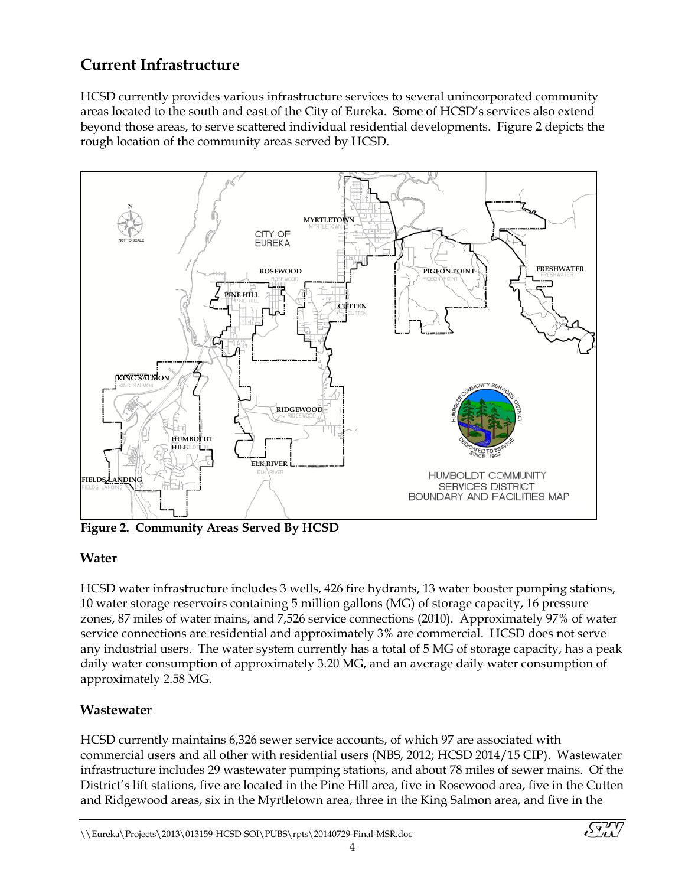## Current Infrastructure

HCSD currently provides various infrastructure services to several unincorporated community areas located to the south and east of the City of Eureka. Some of HCSD's services also extend beyond those areas, to serve scattered individual residential developments. Figure 2 depicts the rough location of the community areas served by HCSD.

**Figure 2. Community Areas Served By HCSD**

### Water

HCSD water infrastructure includes 3 wells, 426 fire hydrants, 13 water booster pumping stations, 10 water storage reservoirs containing 5 million gallons (MG) of storage capacity, 16 pressure zones, 87 miles of water mains, and 7,526 service connections (2010). Approximately 97% of water service connections are residential and approximately 3% are commercial. HCSD does not serve any industrial users. The water system currently has a total of 5 MG of storage capacity, has a peak daily water consumption of approximately 3.20 MG, and an average daily water consumption of approximately 2.58 MG.

### Wastewater

HCSD currently maintains 6,326 sewer service accounts, of which 97 are associated with commercial users and all other with residential users (NBS, 2012; HCSD 2014/15 CIP). Wastewater infrastructure includes 29 wastewater pumping stations, and about 78 miles of sewer mains. Of the District's lift stations, five are located in the Pine Hill area, five in Rosewood area, five in the Cutten and Ridgewood areas, six in the Myrtletown area, three in the King Salmon area, and five in the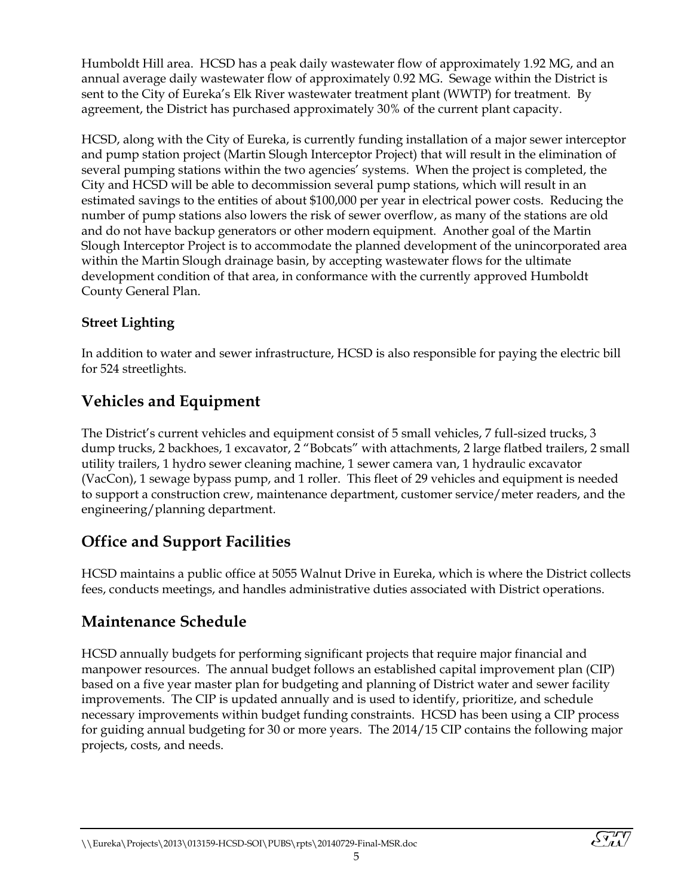Humboldt Hill area. HCSD has a peak daily wastewater flow of approximately 1.92 MG, and an annual average daily wastewater flow of approximately 0.92 MG. Sewage within the District is sent to the City of Eureka's Elk River wastewater treatment plant (WWTP) for treatment. By agreement, the District has purchased approximately 30% of the current plant capacity.

HCSD, along with the City of Eureka, is currently funding installation of a major sewer interceptor and pump station project (Martin Slough Interceptor Project) that will result in the elimination of several pumping stations within the two agencies' systems. When the project is completed, the City and HCSD will be able to decommission several pump stations, which will result in an estimated savings to the entities of about $100,000 per year in electrical power costs. Reducing the number of pump stations also lowers the risk of sewer overflow, as many of the stations are old and do not have backup generators or other modern equipment. Another goal of the Martin Slough Interceptor Project is to accommodate the planned development of the unincorporated area within the Martin Slough drainage basin, by accepting wastewater flows for the ultimate development condition of that area, in conformance with the currently approved Humboldt County General Plan.

### Street Lighting

In addition to water and sewer infrastructure, HCSD is also responsible for paying the electric bill for 524 streetlights.

## Vehicles and Equipment

The District's current vehicles and equipment consist of 5 small vehicles, 7 full-sized trucks, 3 dump trucks, 2 backhoes, 1 excavator, 2 "Bobcats" with attachments, 2 large flatbed trailers, 2 small utility trailers, 1 hydro sewer cleaning machine, 1 sewer camera van, 1 hydraulic excavator (VacCon), 1 sewage bypass pump, and 1 roller. This fleet of 29 vehicles and equipment is needed to support a construction crew, maintenance department, customer service/meter readers, and the engineering/planning department.

## Office and Support Facilities

HCSD maintains a public office at 5055 Walnut Drive in Eureka, which is where the District collects fees, conducts meetings, and handles administrative duties associated with District operations.

## Maintenance Schedule

HCSD annually budgets for performing significant projects that require major financial and manpower resources. The annual budget follows an established capital improvement plan (CIP) based on a five year master plan for budgeting and planning of District water and sewer facility improvements. The CIP is updated annually and is used to identify, prioritize, and schedule necessary improvements within budget funding constraints. HCSD has been using a CIP process for guiding annual budgeting for 30 or more years. The 2014/15 CIP contains the following major projects, costs, and needs.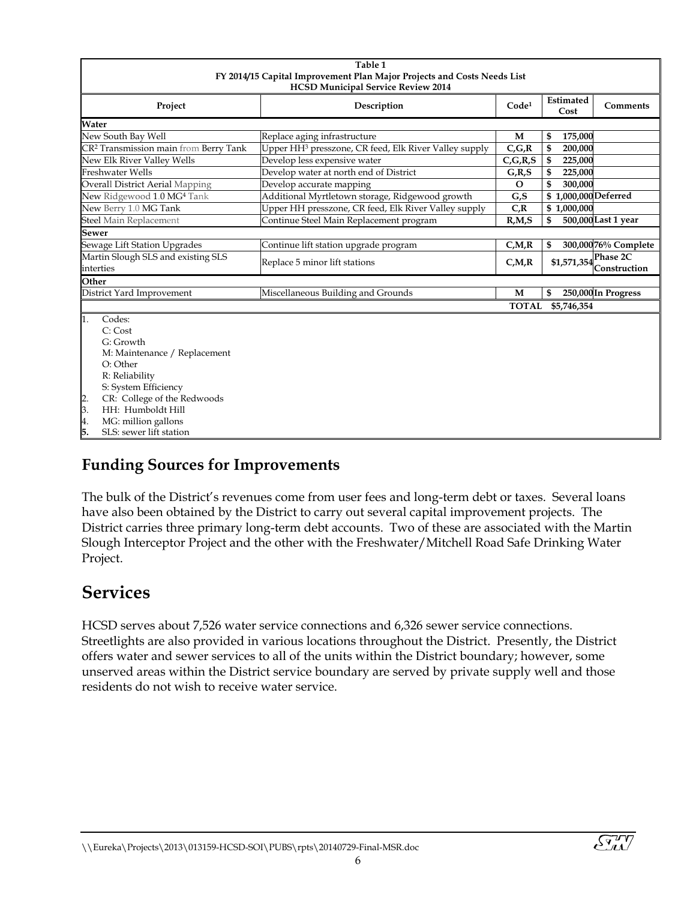**Table 1**
**FY 2014/15 Capital Improvement Plan Major Projects and Costs Needs List**
**HCSD Municipal Service Review 2014**

| Project | Description | Code[1] | Estimated Cost | Comments |
|---|---|---|---|---|
| **Water** | | | | |
| New South Bay Well | Replace aging infrastructure | M | $ 175,000 | |
| CR[2] Transmission main from Berry Tank | Upper HH[3] presszone, CR feed, Elk River Valley supply | C,G,R | $ 200,000 | |
| New Elk River Valley Wells | Develop less expensive water | C,G,R,S | $ 225,000 | |
| Freshwater Wells | Develop water at north end of District | G,R,S | $ 225,000 | |
| Overall District Aerial Mapping | Develop accurate mapping | O | $ 300,000 | |
| New Ridgewood 1.0 MG[4] Tank | Additional Myrtletown storage, Ridgewood growth | G,S | $ 1,000,000 | Deferred |
| New Berry 1.0 MG Tank | Upper HH presszone, CR feed, Elk River Valley supply | C,R | $ 1,000,000 | |
| Steel Main Replacement | Continue Steel Main Replacement program | R,M,S | $ 500,000 | Last 1 year |
| **Sewer** | | | | |
| Sewage Lift Station Upgrades | Continue lift station upgrade program | C,M,R | $ 300,000 | 76% Complete |
| Martin Slough SLS and existing SLS interties | Replace 5 minor lift stations | C,M,R | $1,571,354 | Phase 2C Construction |
| **Other** | | | | |
| District Yard Improvement | Miscellaneous Building and Grounds | M | $ 250,000 | In Progress |
| | | **TOTAL** | **$5,746,354** | |

1. Codes:
   C: Cost
   G: Growth
   M: Maintenance / Replacement
   O: Other
   R: Reliability
   S: System Efficiency
2. CR: College of the Redwoods
3. HH: Humboldt Hill
4. MG: million gallons
5. SLS: sewer lift station

## Funding Sources for Improvements

The bulk of the District's revenues come from user fees and long-term debt or taxes. Several loans have also been obtained by the District to carry out several capital improvement projects. The District carries three primary long-term debt accounts. Two of these are associated with the Martin Slough Interceptor Project and the other with the Freshwater/Mitchell Road Safe Drinking Water Project.

# Services

HCSD serves about 7,526 water service connections and 6,326 sewer service connections. Streetlights are also provided in various locations throughout the District. Presently, the District offers water and sewer services to all of the units within the District boundary; however, some unserved areas within the District service boundary are served by private supply well and those residents do not wish to receive water service.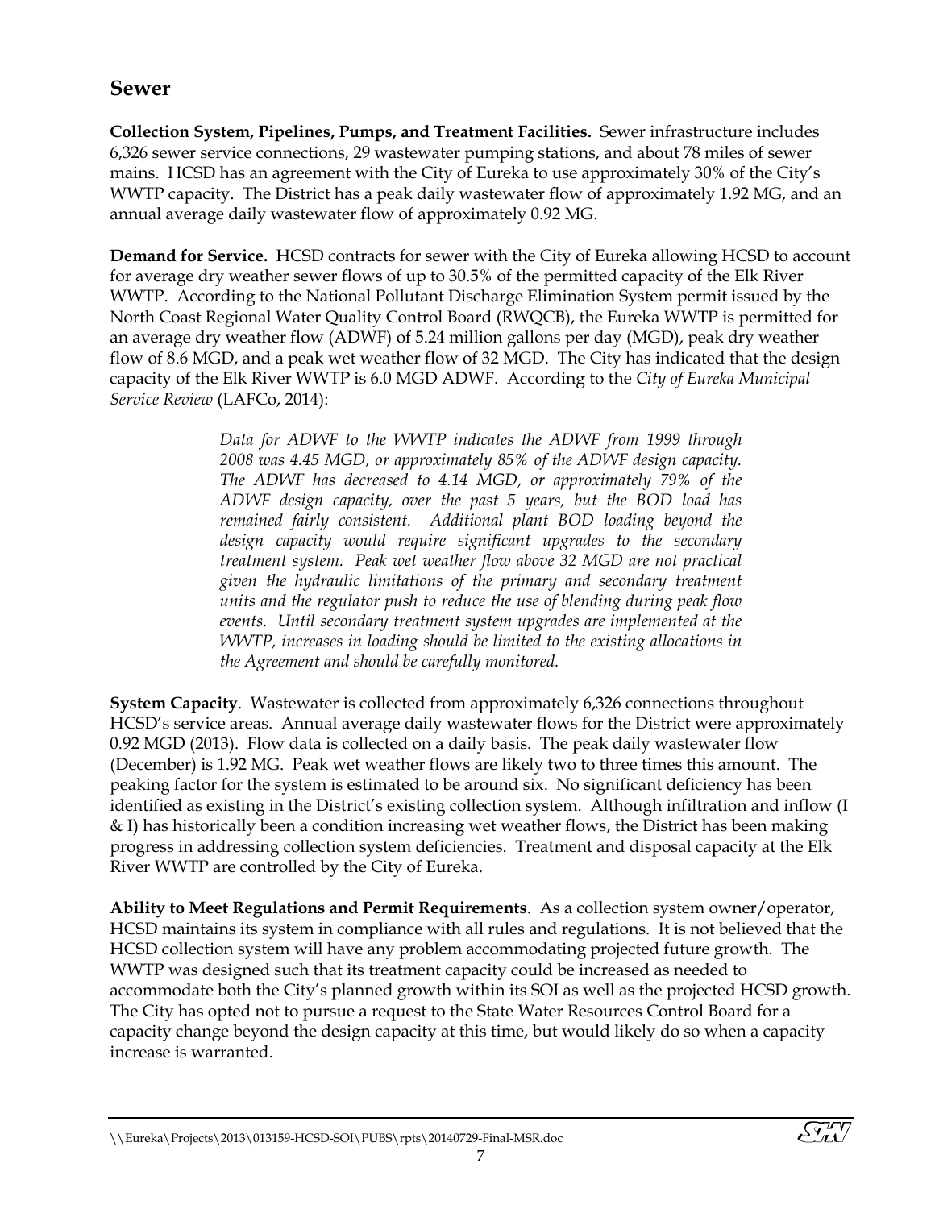## Sewer

**Collection System, Pipelines, Pumps, and Treatment Facilities.** Sewer infrastructure includes 6,326 sewer service connections, 29 wastewater pumping stations, and about 78 miles of sewer mains. HCSD has an agreement with the City of Eureka to use approximately 30% of the City's WWTP capacity. The District has a peak daily wastewater flow of approximately 1.92 MG, and an annual average daily wastewater flow of approximately 0.92 MG.

**Demand for Service.** HCSD contracts for sewer with the City of Eureka allowing HCSD to account for average dry weather sewer flows of up to 30.5% of the permitted capacity of the Elk River WWTP. According to the National Pollutant Discharge Elimination System permit issued by the North Coast Regional Water Quality Control Board (RWQCB), the Eureka WWTP is permitted for an average dry weather flow (ADWF) of 5.24 million gallons per day (MGD), peak dry weather flow of 8.6 MGD, and a peak wet weather flow of 32 MGD. The City has indicated that the design capacity of the Elk River WWTP is 6.0 MGD ADWF. According to the *City of Eureka Municipal Service Review* (LAFCo, 2014):

> *Data for ADWF to the WWTP indicates the ADWF from 1999 through 2008 was 4.45 MGD, or approximately 85% of the ADWF design capacity. The ADWF has decreased to 4.14 MGD, or approximately 79% of the ADWF design capacity, over the past 5 years, but the BOD load has remained fairly consistent. Additional plant BOD loading beyond the design capacity would require significant upgrades to the secondary treatment system. Peak wet weather flow above 32 MGD are not practical given the hydraulic limitations of the primary and secondary treatment units and the regulator push to reduce the use of blending during peak flow events. Until secondary treatment system upgrades are implemented at the WWTP, increases in loading should be limited to the existing allocations in the Agreement and should be carefully monitored.*

**System Capacity**. Wastewater is collected from approximately 6,326 connections throughout HCSD's service areas. Annual average daily wastewater flows for the District were approximately 0.92 MGD (2013). Flow data is collected on a daily basis. The peak daily wastewater flow (December) is 1.92 MG. Peak wet weather flows are likely two to three times this amount. The peaking factor for the system is estimated to be around six. No significant deficiency has been identified as existing in the District's existing collection system. Although infiltration and inflow (I & I) has historically been a condition increasing wet weather flows, the District has been making progress in addressing collection system deficiencies. Treatment and disposal capacity at the Elk River WWTP are controlled by the City of Eureka.

**Ability to Meet Regulations and Permit Requirements**. As a collection system owner/operator, HCSD maintains its system in compliance with all rules and regulations. It is not believed that the HCSD collection system will have any problem accommodating projected future growth. The WWTP was designed such that its treatment capacity could be increased as needed to accommodate both the City's planned growth within its SOI as well as the projected HCSD growth. The City has opted not to pursue a request to the State Water Resources Control Board for a capacity change beyond the design capacity at this time, but would likely do so when a capacity increase is warranted.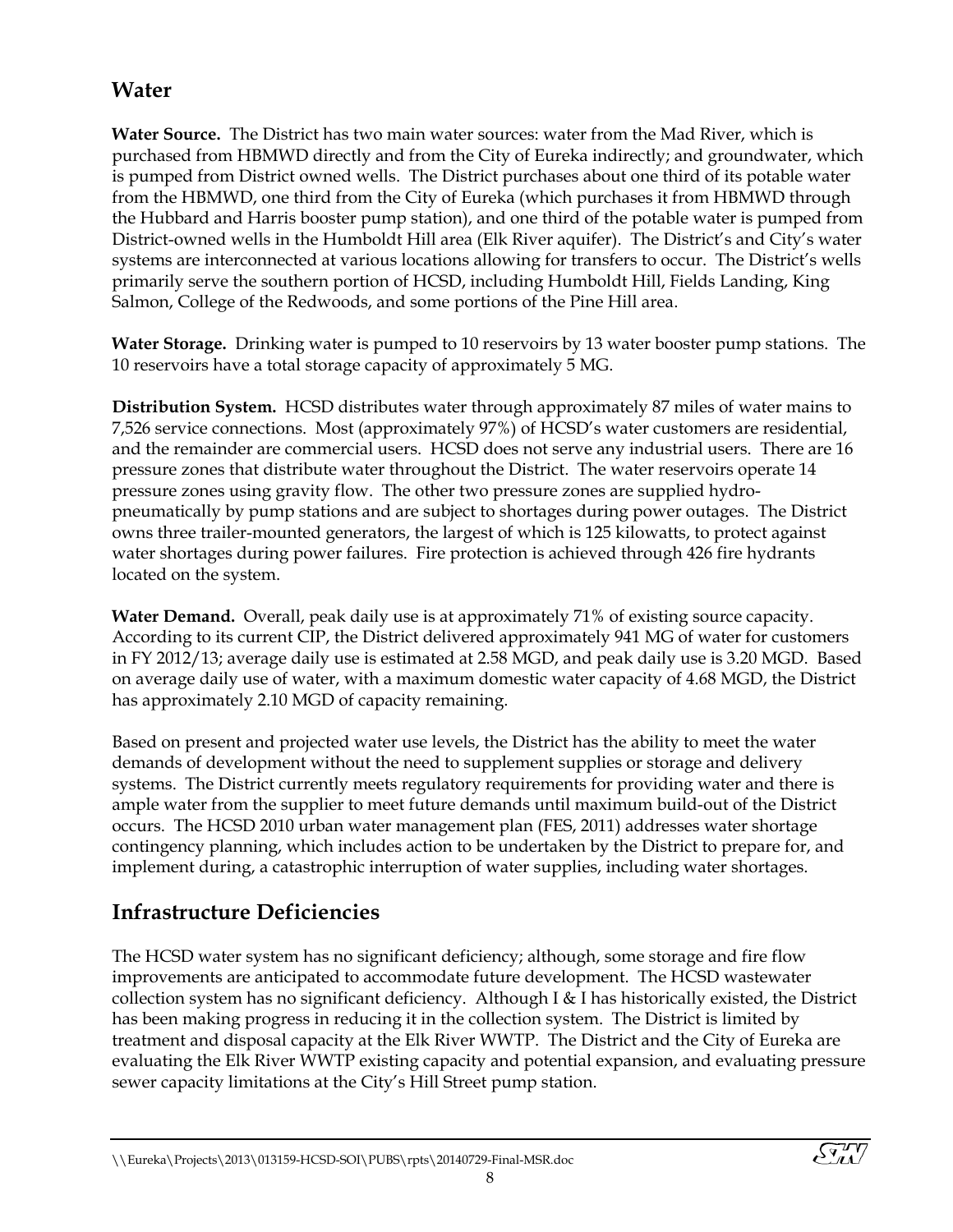## Water

**Water Source.** The District has two main water sources: water from the Mad River, which is purchased from HBMWD directly and from the City of Eureka indirectly; and groundwater, which is pumped from District owned wells. The District purchases about one third of its potable water from the HBMWD, one third from the City of Eureka (which purchases it from HBMWD through the Hubbard and Harris booster pump station), and one third of the potable water is pumped from District-owned wells in the Humboldt Hill area (Elk River aquifer). The District's and City's water systems are interconnected at various locations allowing for transfers to occur. The District's wells primarily serve the southern portion of HCSD, including Humboldt Hill, Fields Landing, King Salmon, College of the Redwoods, and some portions of the Pine Hill area.

**Water Storage.** Drinking water is pumped to 10 reservoirs by 13 water booster pump stations. The 10 reservoirs have a total storage capacity of approximately 5 MG.

**Distribution System.** HCSD distributes water through approximately 87 miles of water mains to 7,526 service connections. Most (approximately 97%) of HCSD's water customers are residential, and the remainder are commercial users. HCSD does not serve any industrial users. There are 16 pressure zones that distribute water throughout the District. The water reservoirs operate 14 pressure zones using gravity flow. The other two pressure zones are supplied hydro-pneumatically by pump stations and are subject to shortages during power outages. The District owns three trailer-mounted generators, the largest of which is 125 kilowatts, to protect against water shortages during power failures. Fire protection is achieved through 426 fire hydrants located on the system.

**Water Demand.** Overall, peak daily use is at approximately 71% of existing source capacity. According to its current CIP, the District delivered approximately 941 MG of water for customers in FY 2012/13; average daily use is estimated at 2.58 MGD, and peak daily use is 3.20 MGD. Based on average daily use of water, with a maximum domestic water capacity of 4.68 MGD, the District has approximately 2.10 MGD of capacity remaining.

Based on present and projected water use levels, the District has the ability to meet the water demands of development without the need to supplement supplies or storage and delivery systems. The District currently meets regulatory requirements for providing water and there is ample water from the supplier to meet future demands until maximum build-out of the District occurs. The HCSD 2010 urban water management plan (FES, 2011) addresses water shortage contingency planning, which includes action to be undertaken by the District to prepare for, and implement during, a catastrophic interruption of water supplies, including water shortages.

## Infrastructure Deficiencies

The HCSD water system has no significant deficiency; although, some storage and fire flow improvements are anticipated to accommodate future development. The HCSD wastewater collection system has no significant deficiency. Although I & I has historically existed, the District has been making progress in reducing it in the collection system. The District is limited by treatment and disposal capacity at the Elk River WWTP. The District and the City of Eureka are evaluating the Elk River WWTP existing capacity and potential expansion, and evaluating pressure sewer capacity limitations at the City's Hill Street pump station.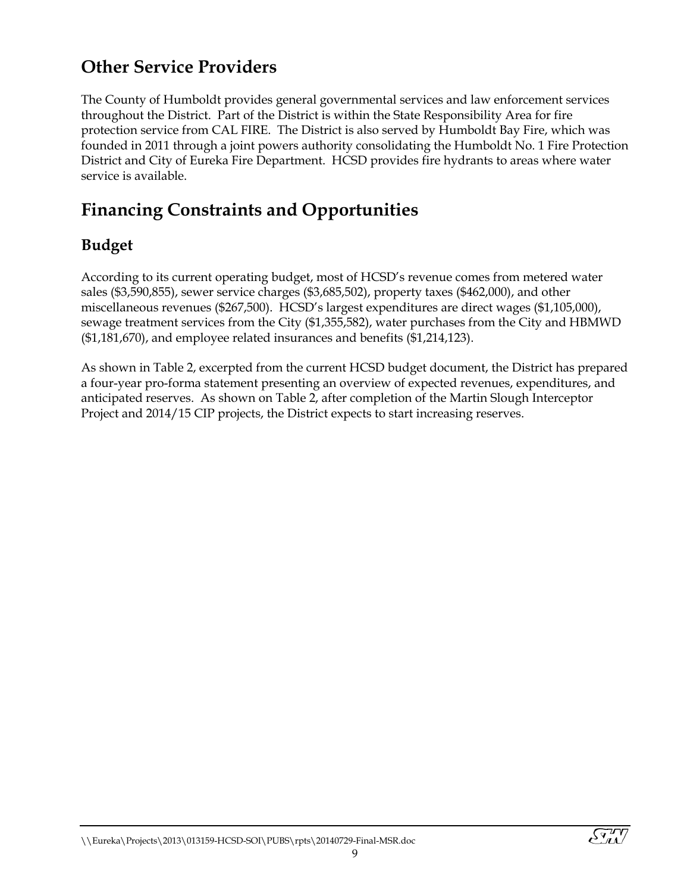## Other Service Providers

The County of Humboldt provides general governmental services and law enforcement services throughout the District. Part of the District is within the State Responsibility Area for fire protection service from CAL FIRE. The District is also served by Humboldt Bay Fire, which was founded in 2011 through a joint powers authority consolidating the Humboldt No. 1 Fire Protection District and City of Eureka Fire Department. HCSD provides fire hydrants to areas where water service is available.

## Financing Constraints and Opportunities

### Budget

According to its current operating budget, most of HCSD's revenue comes from metered water sales ($3,590,855), sewer service charges ($3,685,502), property taxes ($462,000), and other miscellaneous revenues ($267,500). HCSD's largest expenditures are direct wages ($1,105,000), sewage treatment services from the City ($1,355,582), water purchases from the City and HBMWD ($1,181,670), and employee related insurances and benefits ($1,214,123).

As shown in Table 2, excerpted from the current HCSD budget document, the District has prepared a four-year pro-forma statement presenting an overview of expected revenues, expenditures, and anticipated reserves. As shown on Table 2, after completion of the Martin Slough Interceptor Project and 2014/15 CIP projects, the District expects to start increasing reserves.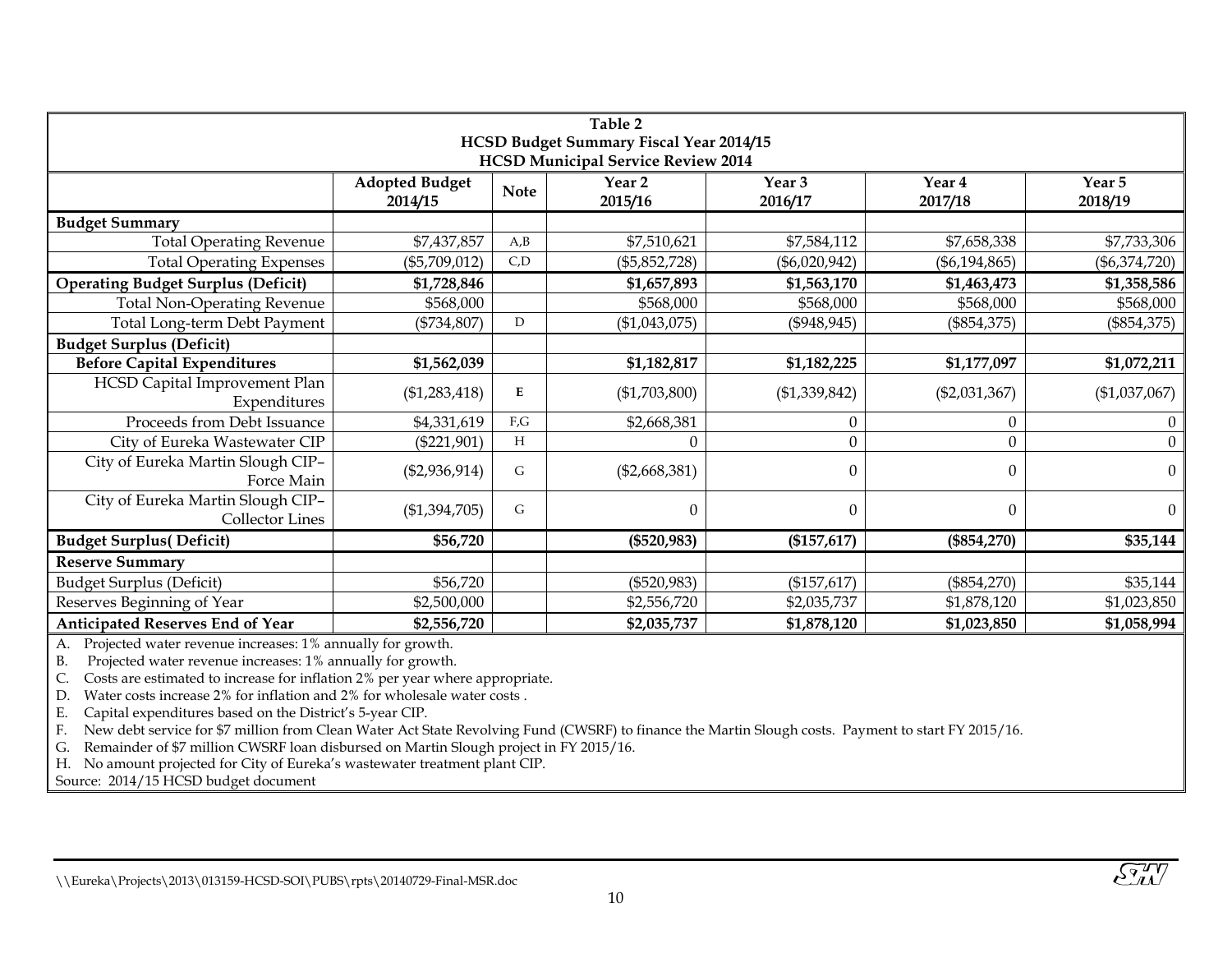**Table 2**
**HCSD Budget Summary Fiscal Year 2014/15**
**HCSD Municipal Service Review 2014**

| | Adopted Budget 2014/15 | Note | Year 2 2015/16 | Year 3 2016/17 | Year 4 2017/18 | Year 5 2018/19 |
|---|---|---|---|---|---|---|
| **Budget Summary** | | | | | | |
| Total Operating Revenue | $7,437,857 | A,B | $7,510,621 | $7,584,112 | $7,658,338 | $7,733,306 |
| Total Operating Expenses | ($5,709,012) | C,D | ($5,852,728) | ($6,020,942) | ($6,194,865) | ($6,374,720) |
| **Operating Budget Surplus (Deficit)** | **$1,728,846** | | **$1,657,893** | **$1,563,170** | **$1,463,473** | **$1,358,586** |
| Total Non-Operating Revenue | $568,000 | | $568,000 | $568,000 | $568,000 | $568,000 |
| Total Long-term Debt Payment | ($734,807) | D | ($1,043,075) | ($948,945) | ($854,375) | ($854,375) |
| **Budget Surplus (Deficit)** | | | | | | |
| **Before Capital Expenditures** | **$1,562,039** | | **$1,182,817** | **$1,182,225** | **$1,177,097** | **$1,072,211** |
| HCSD Capital Improvement Plan Expenditures | ($1,283,418) | **E** | ($1,703,800) | ($1,339,842) | ($2,031,367) | ($1,037,067) |
| Proceeds from Debt Issuance | $4,331,619 | F,G | $2,668,381 | 0 | 0 | 0 |
| City of Eureka Wastewater CIP | ($221,901) | H | 0 | 0 | 0 | 0 |
| City of Eureka Martin Slough CIP–Force Main | ($2,936,914) | G | ($2,668,381) | 0 | 0 | 0 |
| City of Eureka Martin Slough CIP–Collector Lines | ($1,394,705) | G | 0 | 0 | 0 | 0 |
| **Budget Surplus( Deficit)** | **$56,720** | | **($520,983)** | **($157,617)** | **($854,270)** | **$35,144** |
| **Reserve Summary** | | | | | | |
| Budget Surplus (Deficit) | $56,720 | | ($520,983) | ($157,617) | ($854,270) | $35,144 |
| Reserves Beginning of Year | $2,500,000 | | $2,556,720 | $2,035,737 | $1,878,120 | $1,023,850 |
| **Anticipated Reserves End of Year** | **$2,556,720** | | **$2,035,737** | **$1,878,120** | **$1,023,850** | **$1,058,994** |

A. Projected water revenue increases: 1% annually for growth.
B. Projected water revenue increases: 1% annually for growth.
C. Costs are estimated to increase for inflation 2% per year where appropriate.
D. Water costs increase 2% for inflation and 2% for wholesale water costs .
E. Capital expenditures based on the District's 5-year CIP.
F. New debt service for $7 million from Clean Water Act State Revolving Fund (CWSRF) to finance the Martin Slough costs. Payment to start FY 2015/16.
G. Remainder of $7 million CWSRF loan disbursed on Martin Slough project in FY 2015/16.
H. No amount projected for City of Eureka's wastewater treatment plant CIP.

Source: 2014/15 HCSD budget document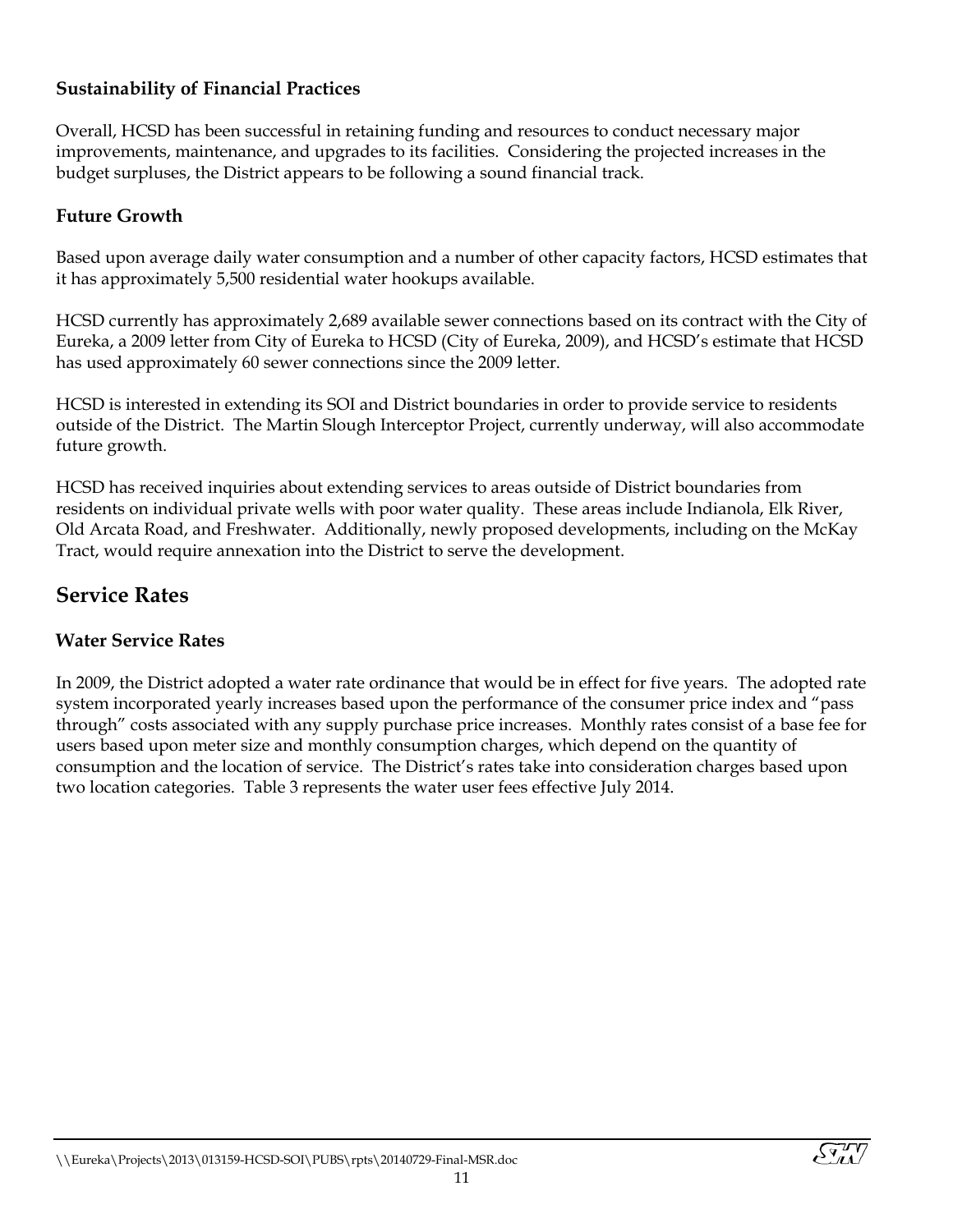### Sustainability of Financial Practices

Overall, HCSD has been successful in retaining funding and resources to conduct necessary major improvements, maintenance, and upgrades to its facilities. Considering the projected increases in the budget surpluses, the District appears to be following a sound financial track.

### Future Growth

Based upon average daily water consumption and a number of other capacity factors, HCSD estimates that it has approximately 5,500 residential water hookups available.

HCSD currently has approximately 2,689 available sewer connections based on its contract with the City of Eureka, a 2009 letter from City of Eureka to HCSD (City of Eureka, 2009), and HCSD's estimate that HCSD has used approximately 60 sewer connections since the 2009 letter.

HCSD is interested in extending its SOI and District boundaries in order to provide service to residents outside of the District. The Martin Slough Interceptor Project, currently underway, will also accommodate future growth.

HCSD has received inquiries about extending services to areas outside of District boundaries from residents on individual private wells with poor water quality. These areas include Indianola, Elk River, Old Arcata Road, and Freshwater. Additionally, newly proposed developments, including on the McKay Tract, would require annexation into the District to serve the development.

## Service Rates

### Water Service Rates

In 2009, the District adopted a water rate ordinance that would be in effect for five years. The adopted rate system incorporated yearly increases based upon the performance of the consumer price index and "pass through" costs associated with any supply purchase price increases. Monthly rates consist of a base fee for users based upon meter size and monthly consumption charges, which depend on the quantity of consumption and the location of service. The District's rates take into consideration charges based upon two location categories. Table 3 represents the water user fees effective July 2014.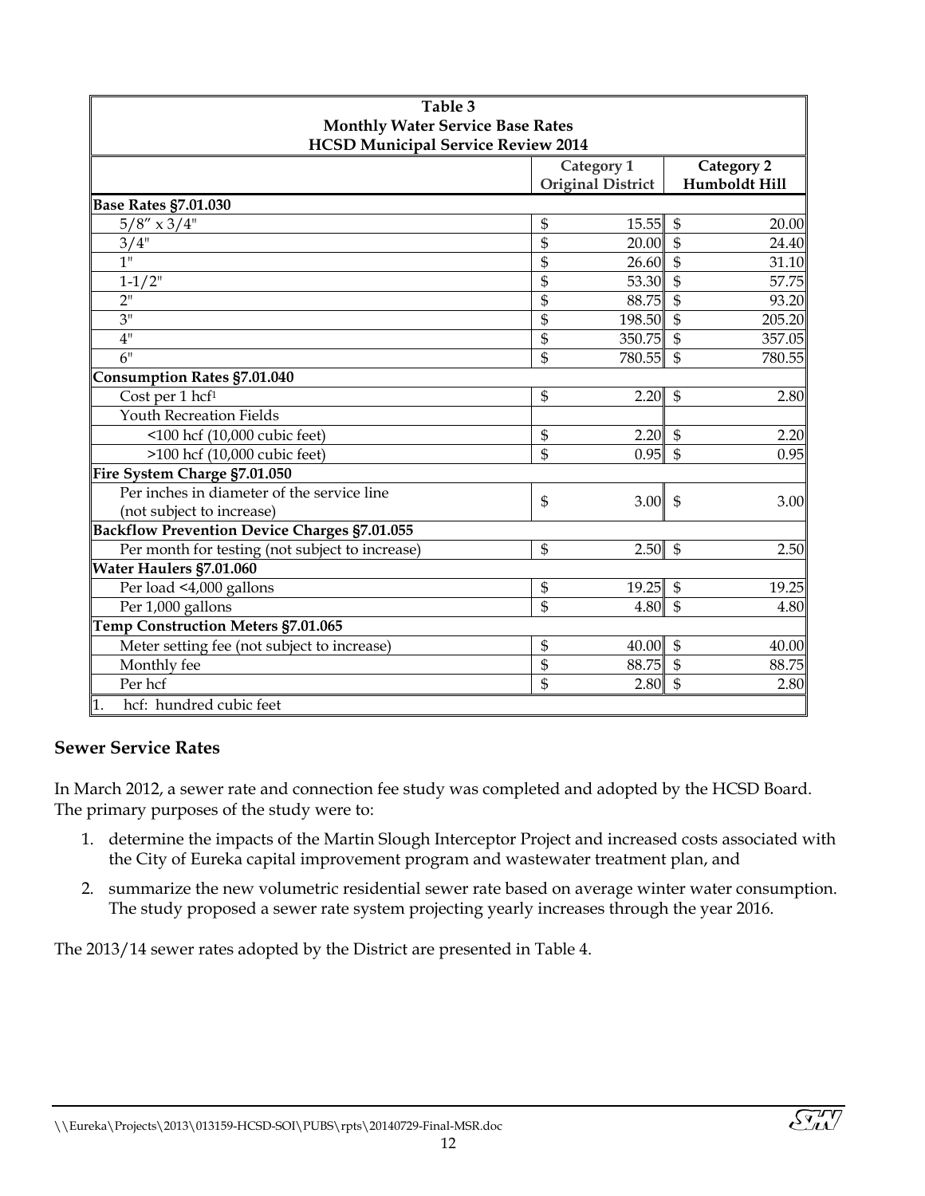**Table 3**
**Monthly Water Service Base Rates**
**HCSD Municipal Service Review 2014**

| | Category 1 Original District | Category 2 Humboldt Hill |
|---|---|---|
| **Base Rates §7.01.030** | | |
| 5/8″ x 3/4" | $ 15.55 | $ 20.00 |
| 3/4" | $ 20.00 | $ 24.40 |
| 1" | $ 26.60 | $ 31.10 |
| 1-1/2" | $ 53.30 | $ 57.75 |
| 2" | $ 88.75 | $ 93.20 |
| 3" | $ 198.50 | $ 205.20 |
| 4" | $ 350.75 | $ 357.05 |
| 6" | $ 780.55 | $ 780.55 |
| **Consumption Rates §7.01.040** | | |
| Cost per 1 hcf[1] | $ 2.20 | $ 2.80 |
| Youth Recreation Fields | | |
| <100 hcf (10,000 cubic feet) | $ 2.20 | $ 2.20 |
| >100 hcf (10,000 cubic feet) | $ 0.95 | $ 0.95 |
| **Fire System Charge §7.01.050** | | |
| Per inches in diameter of the service line (not subject to increase) | $ 3.00 | $ 3.00 |
| **Backflow Prevention Device Charges §7.01.055** | | |
| Per month for testing (not subject to increase) | $ 2.50 | $ 2.50 |
| **Water Haulers §7.01.060** | | |
| Per load <4,000 gallons | $ 19.25 | $ 19.25 |
| Per 1,000 gallons | $ 4.80 | $ 4.80 |
| **Temp Construction Meters §7.01.065** | | |
| Meter setting fee (not subject to increase) | $ 40.00 | $ 40.00 |
| Monthly fee | $ 88.75 | $ 88.75 |
| Per hcf | $ 2.80 | $ 2.80 |

1. hcf: hundred cubic feet

## Sewer Service Rates

In March 2012, a sewer rate and connection fee study was completed and adopted by the HCSD Board. The primary purposes of the study were to:

1. determine the impacts of the Martin Slough Interceptor Project and increased costs associated with the City of Eureka capital improvement program and wastewater treatment plan, and
2. summarize the new volumetric residential sewer rate based on average winter water consumption. The study proposed a sewer rate system projecting yearly increases through the year 2016.

The 2013/14 sewer rates adopted by the District are presented in Table 4.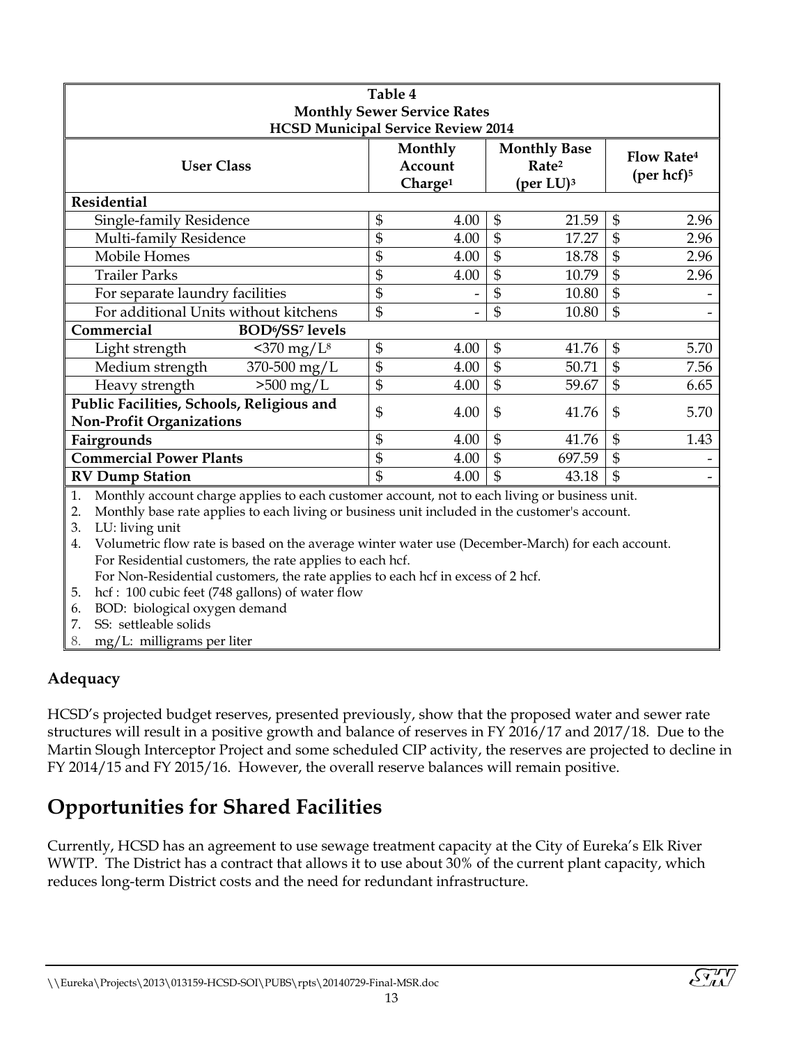| Table 4<br>Monthly Sewer Service Rates<br>HCSD Municipal Service Review 2014 | | | | |
|---|---|---|---|---|
| **User Class** | | **Monthly Account Charge[1]** | **Monthly Base Rate[2] (per LU)[3]** | **Flow Rate[4] (per hcf)[5]** |
| **Residential** | | | | |
| Single-family Residence | | $ 4.00 | $ 21.59 | $ 2.96 |
| Multi-family Residence | | $ 4.00 | $ 17.27 | $ 2.96 |
| Mobile Homes | | $ 4.00 | $ 18.78 | $ 2.96 |
| Trailer Parks | | $ 4.00 | $ 10.79 | $ 2.96 |
| For separate laundry facilities | | $ - | $ 10.80 | $ - |
| For additional Units without kitchens | | $ - | $ 10.80 | $ - |
| **Commercial** | **BOD[6]/SS[7] levels** | | | |
| Light strength | <370 mg/L[8] | $ 4.00 | $ 41.76 | $ 5.70 |
| Medium strength | 370-500 mg/L | $ 4.00 | $ 50.71 | $ 7.56 |
| Heavy strength | >500 mg/L | $ 4.00 | $ 59.67 | $ 6.65 |
| **Public Facilities, Schools, Religious and Non-Profit Organizations** | | $ 4.00 | $ 41.76 | $ 5.70 |
| **Fairgrounds** | | $ 4.00 | $ 41.76 | $ 1.43 |
| **Commercial Power Plants** | | $ 4.00 | $ 697.59 | $ - |
| **RV Dump Station** | | $ 4.00 | $ 43.18 | $ - |

1. Monthly account charge applies to each customer account, not to each living or business unit.
2. Monthly base rate applies to each living or business unit included in the customer's account.
3. LU: living unit
4. Volumetric flow rate is based on the average winter water use (December-March) for each account. For Residential customers, the rate applies to each hcf. For Non-Residential customers, the rate applies to each hcf in excess of 2 hcf.
5. hcf : 100 cubic feet (748 gallons) of water flow
6. BOD: biological oxygen demand
7. SS: settleable solids
8. mg/L: milligrams per liter

### Adequacy

HCSD's projected budget reserves, presented previously, show that the proposed water and sewer rate structures will result in a positive growth and balance of reserves in FY 2016/17 and 2017/18. Due to the Martin Slough Interceptor Project and some scheduled CIP activity, the reserves are projected to decline in FY 2014/15 and FY 2015/16. However, the overall reserve balances will remain positive.

## Opportunities for Shared Facilities

Currently, HCSD has an agreement to use sewage treatment capacity at the City of Eureka's Elk River WWTP. The District has a contract that allows it to use about 30% of the current plant capacity, which reduces long-term District costs and the need for redundant infrastructure.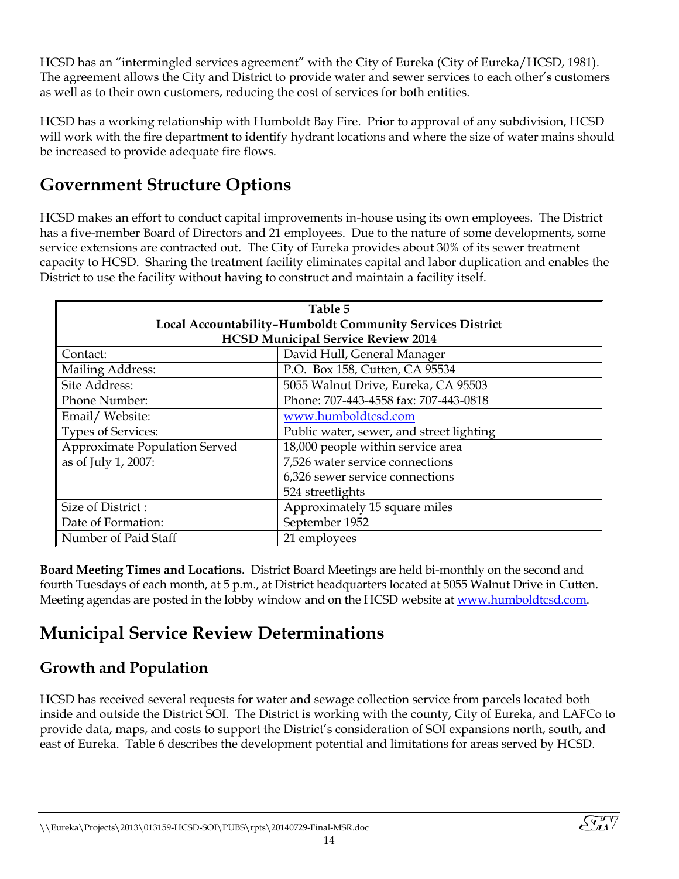HCSD has an "intermingled services agreement" with the City of Eureka (City of Eureka/HCSD, 1981). The agreement allows the City and District to provide water and sewer services to each other's customers as well as to their own customers, reducing the cost of services for both entities.

HCSD has a working relationship with Humboldt Bay Fire. Prior to approval of any subdivision, HCSD will work with the fire department to identify hydrant locations and where the size of water mains should be increased to provide adequate fire flows.

## Government Structure Options

HCSD makes an effort to conduct capital improvements in-house using its own employees. The District has a five-member Board of Directors and 21 employees. Due to the nature of some developments, some service extensions are contracted out. The City of Eureka provides about 30% of its sewer treatment capacity to HCSD. Sharing the treatment facility eliminates capital and labor duplication and enables the District to use the facility without having to construct and maintain a facility itself.

**Table 5**
**Local Accountability–Humboldt Community Services District**
**HCSD Municipal Service Review 2014**

| | |
|---|---|
| Contact: | David Hull, General Manager |
| Mailing Address: | P.O. Box 158, Cutten, CA 95534 |
| Site Address: | 5055 Walnut Drive, Eureka, CA 95503 |
| Phone Number: | Phone: 707-443-4558 fax: 707-443-0818 |
| Email/ Website: | www.humboldtcsd.com |
| Types of Services: | Public water, sewer, and street lighting |
| Approximate Population Served as of July 1, 2007: | 18,000 people within service area<br>7,526 water service connections<br>6,326 sewer service connections<br>524 streetlights |
| Size of District : | Approximately 15 square miles |
| Date of Formation: | September 1952 |
| Number of Paid Staff | 21 employees |

**Board Meeting Times and Locations.** District Board Meetings are held bi-monthly on the second and fourth Tuesdays of each month, at 5 p.m., at District headquarters located at 5055 Walnut Drive in Cutten. Meeting agendas are posted in the lobby window and on the HCSD website at www.humboldtcsd.com.

# Municipal Service Review Determinations

## Growth and Population

HCSD has received several requests for water and sewage collection service from parcels located both inside and outside the District SOI. The District is working with the county, City of Eureka, and LAFCo to provide data, maps, and costs to support the District's consideration of SOI expansions north, south, and east of Eureka. Table 6 describes the development potential and limitations for areas served by HCSD.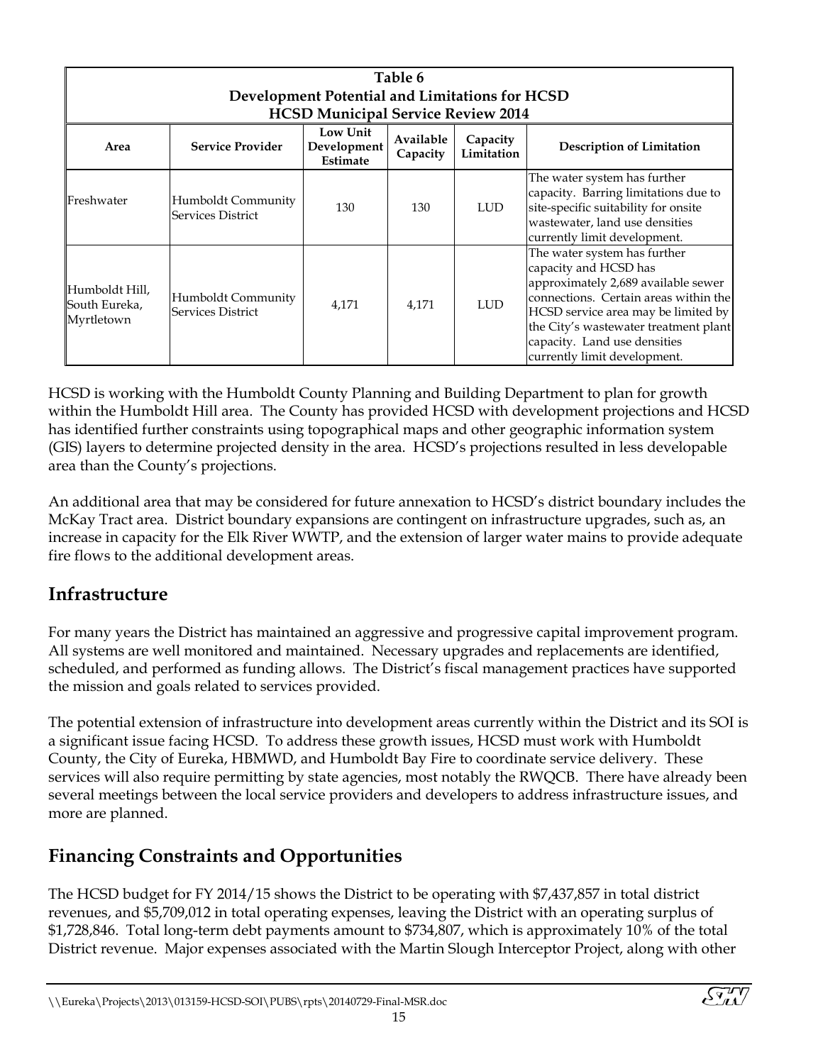**Table 6**
**Development Potential and Limitations for HCSD**
**HCSD Municipal Service Review 2014**

| Area | Service Provider | Low Unit Development Estimate | Available Capacity | Capacity Limitation | Description of Limitation |
|---|---|---|---|---|---|
| Freshwater | Humboldt Community Services District | 130 | 130 | LUD | The water system has further capacity. Barring limitations due to site-specific suitability for onsite wastewater, land use densities currently limit development. |
| Humboldt Hill, South Eureka, Myrtletown | Humboldt Community Services District | 4,171 | 4,171 | LUD | The water system has further capacity and HCSD has approximately 2,689 available sewer connections. Certain areas within the HCSD service area may be limited by the City's wastewater treatment plant capacity. Land use densities currently limit development. |

HCSD is working with the Humboldt County Planning and Building Department to plan for growth within the Humboldt Hill area. The County has provided HCSD with development projections and HCSD has identified further constraints using topographical maps and other geographic information system (GIS) layers to determine projected density in the area. HCSD's projections resulted in less developable area than the County's projections.

An additional area that may be considered for future annexation to HCSD's district boundary includes the McKay Tract area. District boundary expansions are contingent on infrastructure upgrades, such as, an increase in capacity for the Elk River WWTP, and the extension of larger water mains to provide adequate fire flows to the additional development areas.

## Infrastructure

For many years the District has maintained an aggressive and progressive capital improvement program. All systems are well monitored and maintained. Necessary upgrades and replacements are identified, scheduled, and performed as funding allows. The District's fiscal management practices have supported the mission and goals related to services provided.

The potential extension of infrastructure into development areas currently within the District and its SOI is a significant issue facing HCSD. To address these growth issues, HCSD must work with Humboldt County, the City of Eureka, HBMWD, and Humboldt Bay Fire to coordinate service delivery. These services will also require permitting by state agencies, most notably the RWQCB. There have already been several meetings between the local service providers and developers to address infrastructure issues, and more are planned.

## Financing Constraints and Opportunities

The HCSD budget for FY 2014/15 shows the District to be operating with $7,437,857 in total district revenues, and $5,709,012 in total operating expenses, leaving the District with an operating surplus of $1,728,846. Total long-term debt payments amount to $734,807, which is approximately 10% of the total District revenue. Major expenses associated with the Martin Slough Interceptor Project, along with other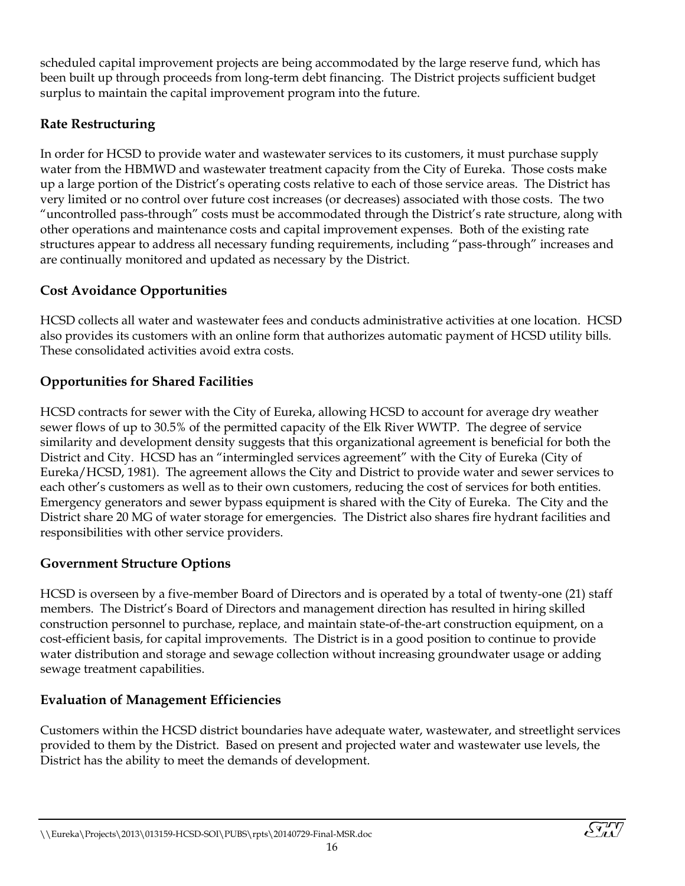scheduled capital improvement projects are being accommodated by the large reserve fund, which has been built up through proceeds from long-term debt financing. The District projects sufficient budget surplus to maintain the capital improvement program into the future.

### Rate Restructuring

In order for HCSD to provide water and wastewater services to its customers, it must purchase supply water from the HBMWD and wastewater treatment capacity from the City of Eureka. Those costs make up a large portion of the District's operating costs relative to each of those service areas. The District has very limited or no control over future cost increases (or decreases) associated with those costs. The two "uncontrolled pass-through" costs must be accommodated through the District's rate structure, along with other operations and maintenance costs and capital improvement expenses. Both of the existing rate structures appear to address all necessary funding requirements, including "pass-through" increases and are continually monitored and updated as necessary by the District.

### Cost Avoidance Opportunities

HCSD collects all water and wastewater fees and conducts administrative activities at one location. HCSD also provides its customers with an online form that authorizes automatic payment of HCSD utility bills. These consolidated activities avoid extra costs.

### Opportunities for Shared Facilities

HCSD contracts for sewer with the City of Eureka, allowing HCSD to account for average dry weather sewer flows of up to 30.5% of the permitted capacity of the Elk River WWTP. The degree of service similarity and development density suggests that this organizational agreement is beneficial for both the District and City. HCSD has an "intermingled services agreement" with the City of Eureka (City of Eureka/HCSD, 1981). The agreement allows the City and District to provide water and sewer services to each other's customers as well as to their own customers, reducing the cost of services for both entities. Emergency generators and sewer bypass equipment is shared with the City of Eureka. The City and the District share 20 MG of water storage for emergencies. The District also shares fire hydrant facilities and responsibilities with other service providers.

### Government Structure Options

HCSD is overseen by a five-member Board of Directors and is operated by a total of twenty-one (21) staff members. The District's Board of Directors and management direction has resulted in hiring skilled construction personnel to purchase, replace, and maintain state-of-the-art construction equipment, on a cost-efficient basis, for capital improvements. The District is in a good position to continue to provide water distribution and storage and sewage collection without increasing groundwater usage or adding sewage treatment capabilities.

### Evaluation of Management Efficiencies

Customers within the HCSD district boundaries have adequate water, wastewater, and streetlight services provided to them by the District. Based on present and projected water and wastewater use levels, the District has the ability to meet the demands of development.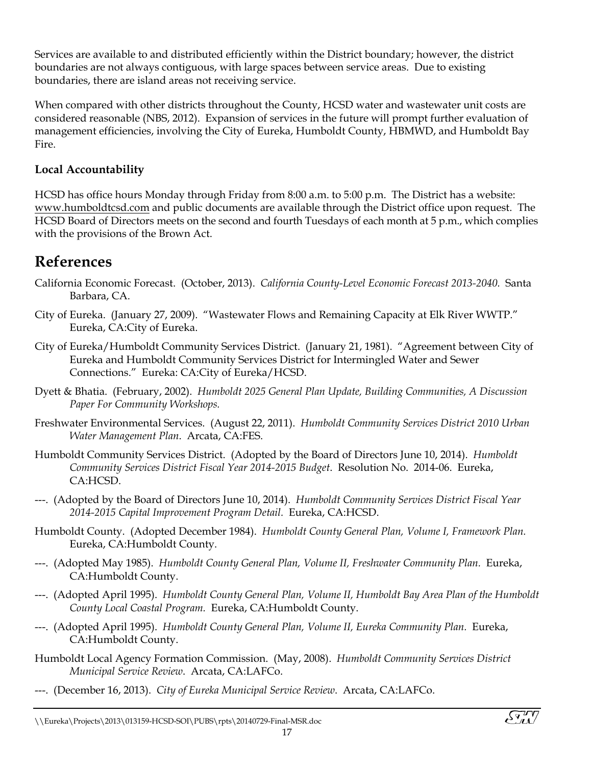Services are available to and distributed efficiently within the District boundary; however, the district boundaries are not always contiguous, with large spaces between service areas. Due to existing boundaries, there are island areas not receiving service.

When compared with other districts throughout the County, HCSD water and wastewater unit costs are considered reasonable (NBS, 2012). Expansion of services in the future will prompt further evaluation of management efficiencies, involving the City of Eureka, Humboldt County, HBMWD, and Humboldt Bay Fire.

### Local Accountability

HCSD has office hours Monday through Friday from 8:00 a.m. to 5:00 p.m. The District has a website: www.humboldtcsd.com and public documents are available through the District office upon request. The HCSD Board of Directors meets on the second and fourth Tuesdays of each month at 5 p.m., which complies with the provisions of the Brown Act.

## References

California Economic Forecast. (October, 2013). *California County-Level Economic Forecast 2013-2040.* Santa Barbara, CA.

City of Eureka. (January 27, 2009). "Wastewater Flows and Remaining Capacity at Elk River WWTP." Eureka, CA:City of Eureka.

City of Eureka/Humboldt Community Services District. (January 21, 1981). "Agreement between City of Eureka and Humboldt Community Services District for Intermingled Water and Sewer Connections." Eureka: CA:City of Eureka/HCSD.

Dyett & Bhatia. (February, 2002). *Humboldt 2025 General Plan Update, Building Communities, A Discussion Paper For Community Workshops.*

Freshwater Environmental Services. (August 22, 2011). *Humboldt Community Services District 2010 Urban Water Management Plan*. Arcata, CA:FES.

Humboldt Community Services District. (Adopted by the Board of Directors June 10, 2014). *Humboldt Community Services District Fiscal Year 2014-2015 Budget*. Resolution No. 2014-06. Eureka, CA:HCSD.

---. (Adopted by the Board of Directors June 10, 2014). *Humboldt Community Services District Fiscal Year 2014-2015 Capital Improvement Program Detail.* Eureka, CA:HCSD.

Humboldt County. (Adopted December 1984). *Humboldt County General Plan, Volume I, Framework Plan.* Eureka, CA:Humboldt County.

---. (Adopted May 1985). *Humboldt County General Plan, Volume II, Freshwater Community Plan.* Eureka, CA:Humboldt County.

---. (Adopted April 1995). *Humboldt County General Plan, Volume II, Humboldt Bay Area Plan of the Humboldt County Local Coastal Program.* Eureka, CA:Humboldt County.

---. (Adopted April 1995). *Humboldt County General Plan, Volume II, Eureka Community Plan.* Eureka, CA:Humboldt County.

Humboldt Local Agency Formation Commission. (May, 2008). *Humboldt Community Services District Municipal Service Review*. Arcata, CA:LAFCo.

---. (December 16, 2013). *City of Eureka Municipal Service Review.* Arcata, CA:LAFCo.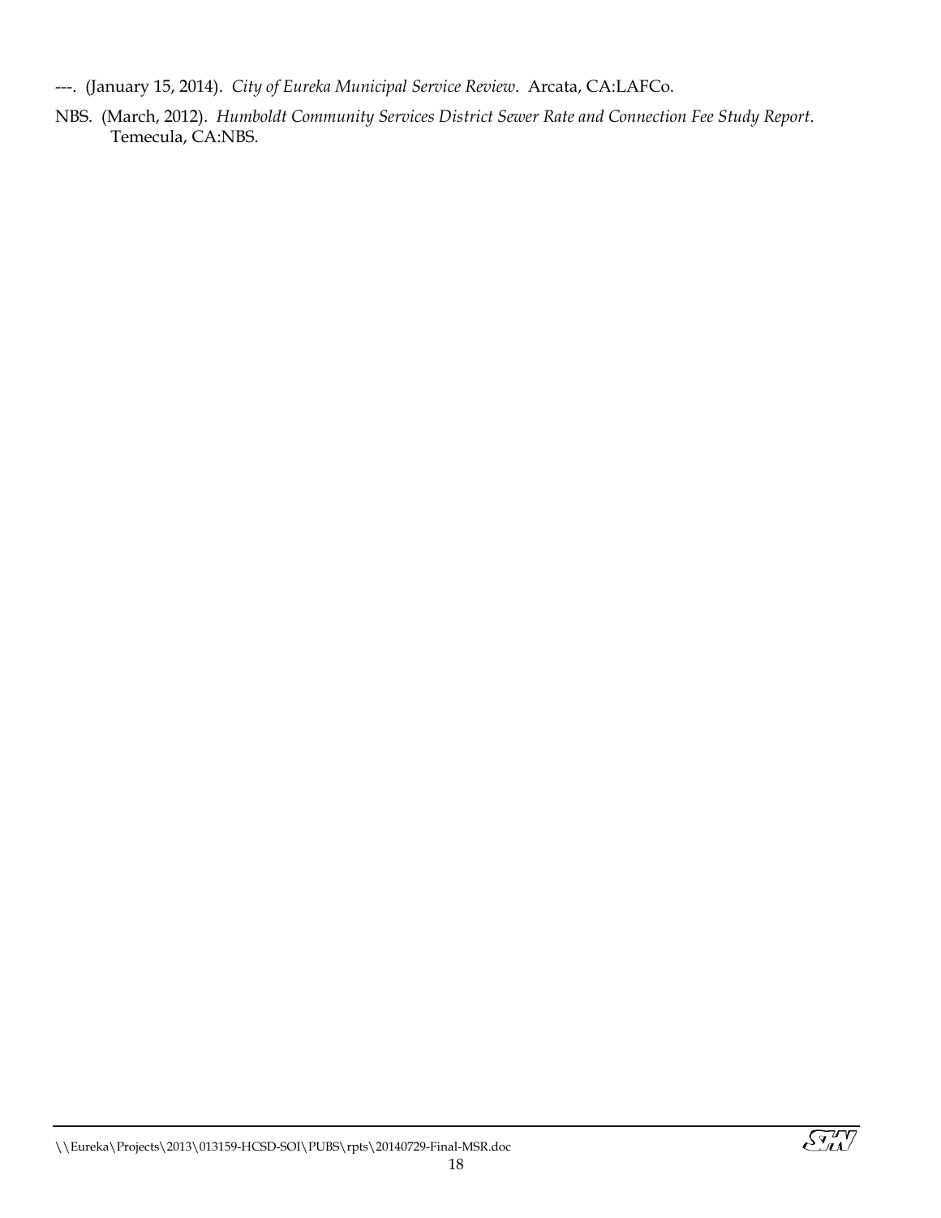---. (January 15, 2014). *City of Eureka Municipal Service Review*. Arcata, CA:LAFCo.

NBS. (March, 2012). *Humboldt Community Services District Sewer Rate and Connection Fee Study Report*. Temecula, CA:NBS.